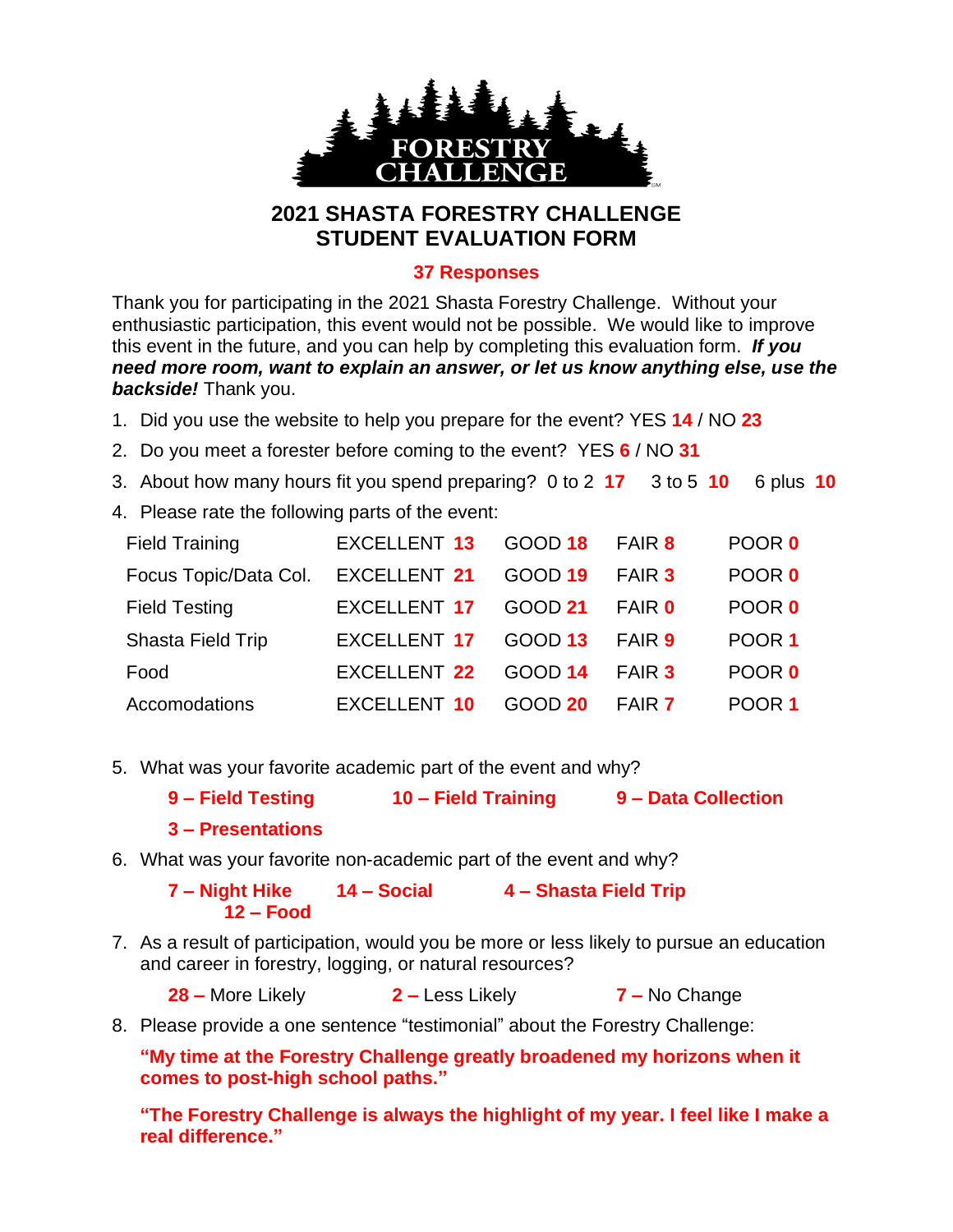# 2021 SHASTA FORESTRY CHALLENGE
# STUDENT EVALUATION FORM

**37 Responses**

Thank you for participating in the 2021 Shasta Forestry Challenge. Without your enthusiastic participation, this event would not be possible. We would like to improve this event in the future, and you can help by completing this evaluation form. ***If you need more room, want to explain an answer, or let us know anything else, use the backside!*** Thank you.

1. Did you use the website to help you prepare for the event? YES **14** / NO **23**
2. Do you meet a forester before coming to the event? YES **6** / NO **31**
3. About how many hours fit you spend preparing? 0 to 2 **17** 3 to 5 **10** 6 plus **10**
4. Please rate the following parts of the event:

| | | | | |
|---|---|---|---|---|
| Field Training | EXCELLENT **13** | GOOD **18** | FAIR **8** | POOR **0** |
| Focus Topic/Data Col. | EXCELLENT **21** | GOOD **19** | FAIR **3** | POOR **0** |
| Field Testing | EXCELLENT **17** | GOOD **21** | FAIR **0** | POOR **0** |
| Shasta Field Trip | EXCELLENT **17** | GOOD **13** | FAIR **9** | POOR **1** |
| Food | EXCELLENT **22** | GOOD **14** | FAIR **3** | POOR **0** |
| Accomodations | EXCELLENT **10** | GOOD **20** | FAIR **7** | POOR **1** |

5. What was your favorite academic part of the event and why?

   **9 – Field Testing** **10 – Field Training** **9 – Data Collection**
   **3 – Presentations**

6. What was your favorite non-academic part of the event and why?

   **7 – Night Hike** **14 – Social** **4 – Shasta Field Trip**
   **12 – Food**

7. As a result of participation, would you be more or less likely to pursue an education and career in forestry, logging, or natural resources?

   **28 –** More Likely **2 –** Less Likely **7 –** No Change

8. Please provide a one sentence "testimonial" about the Forestry Challenge:

   **"My time at the Forestry Challenge greatly broadened my horizons when it comes to post-high school paths."**

   **"The Forestry Challenge is always the highlight of my year. I feel like I make a real difference."**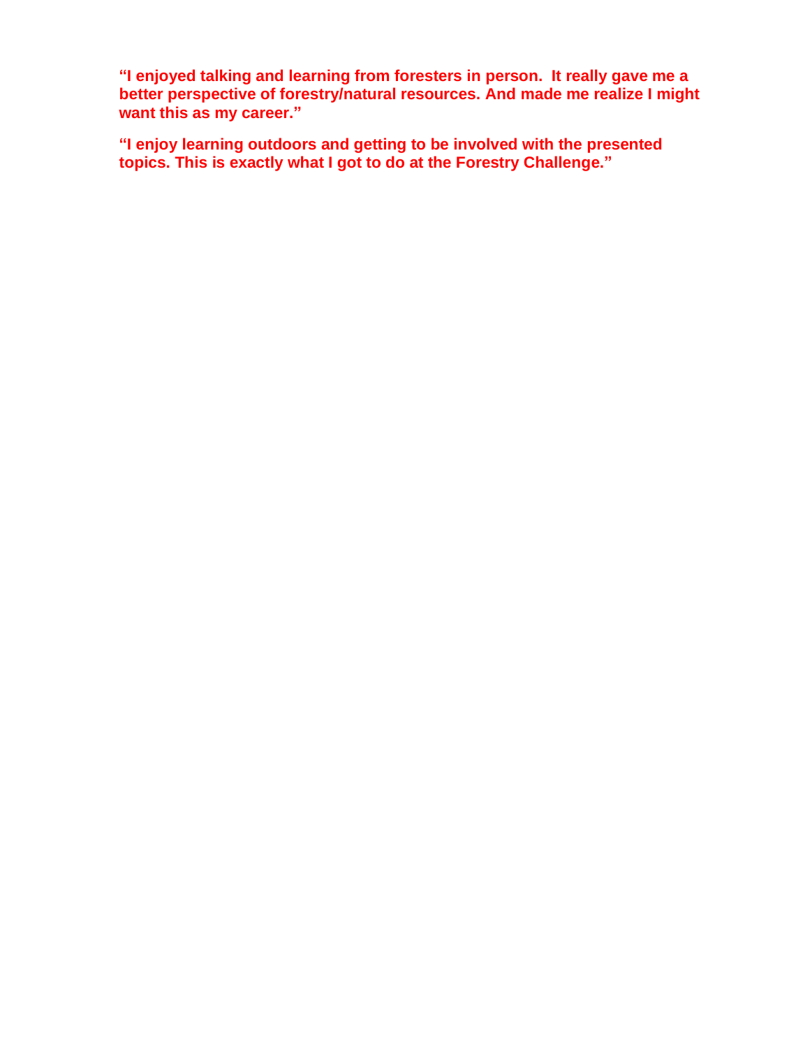**“I enjoyed talking and learning from foresters in person.  It really gave me a better perspective of forestry/natural resources. And made me realize I might want this as my career.”**

**“I enjoy learning outdoors and getting to be involved with the presented topics. This is exactly what I got to do at the Forestry Challenge.”**